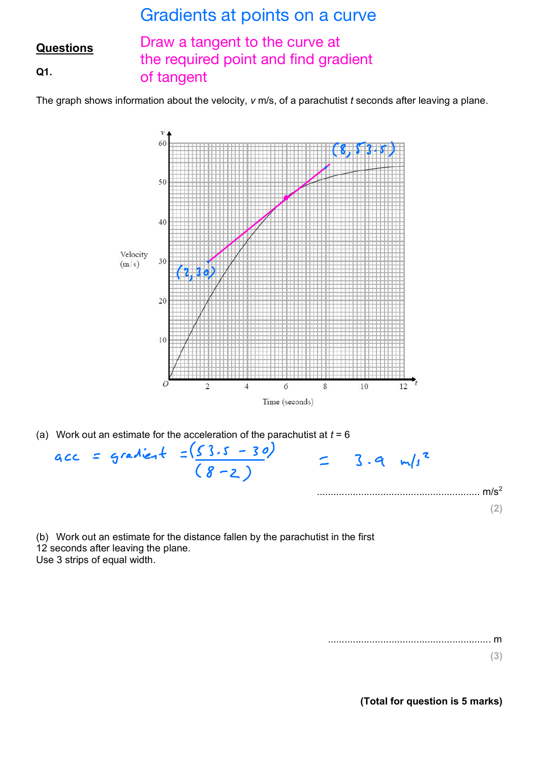# Gradients at points on a curve

**Questions**

Draw a tangent to the curve at the required point and find gradient of tangent

**Q1.**

The graph shows information about the velocity, $v$ m/s, of a parachutist $t$ seconds after leaving a plane.

(2, 30)

(8, 53.5)

(a) Work out an estimate for the acceleration of the parachutist at $t = 6$

$$\text{acc} = \text{gradient} = \frac{(53.5 - 30)}{(8 - 2)} = 3.9 \text{ m/s}^2$$

.......................................................... m/s$^2$

**(2)**

(b) Work out an estimate for the distance fallen by the parachutist in the first 12 seconds after leaving the plane.
Use 3 strips of equal width.

.......................................................... m

**(3)**

**(Total for question is 5 marks)**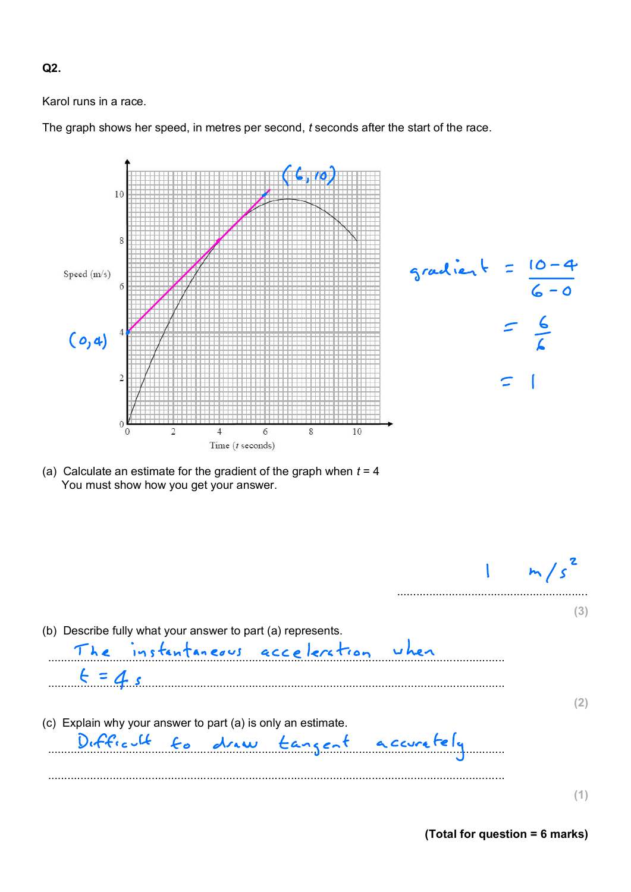**Q2.**

Karol runs in a race.

The graph shows her speed, in metres per second, $t$ seconds after the start of the race.

Speed (m/s)

10
8
6
4
2
0

0 2 4 6 8 10

Time ($t$ seconds)

(6, 10)

(0, 4)

$$\text{gradient} = \frac{10-4}{6-0} = \frac{6}{6} = 1$$

(a) Calculate an estimate for the gradient of the graph when $t = 4$
You must show how you get your answer.

1 $m/s^2$

**(3)**

(b) Describe fully what your answer to part (a) represents.

The instantaneous acceleration when $t = 4$ s

**(2)**

(c) Explain why your answer to part (a) is only an estimate.

Difficult to draw tangent accurately

**(1)**

**(Total for question = 6 marks)**